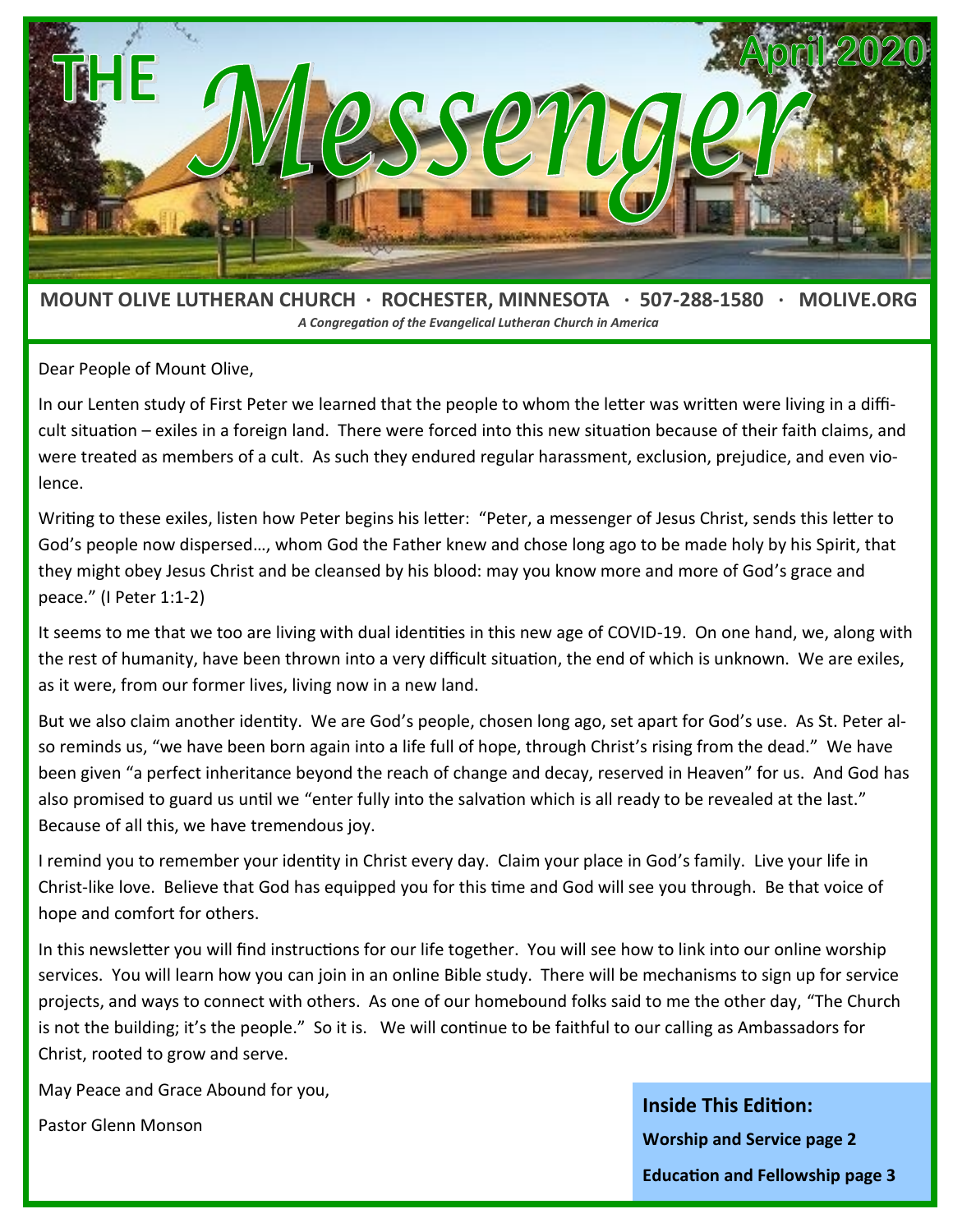# THE *Messenger*

**April 2020**

**MOUNT OLIVE LUTHERAN CHURCH · ROCHESTER, MINNESOTA · 507-288-1580 · MOLIVE.ORG**

***A Congregation of the Evangelical Lutheran Church in America***

Dear People of Mount Olive,

In our Lenten study of First Peter we learned that the people to whom the letter was written were living in a difficult situation – exiles in a foreign land. There were forced into this new situation because of their faith claims, and were treated as members of a cult. As such they endured regular harassment, exclusion, prejudice, and even violence.

Writing to these exiles, listen how Peter begins his letter: "Peter, a messenger of Jesus Christ, sends this letter to God's people now dispersed…, whom God the Father knew and chose long ago to be made holy by his Spirit, that they might obey Jesus Christ and be cleansed by his blood: may you know more and more of God's grace and peace." (I Peter 1:1-2)

It seems to me that we too are living with dual identities in this new age of COVID-19. On one hand, we, along with the rest of humanity, have been thrown into a very difficult situation, the end of which is unknown. We are exiles, as it were, from our former lives, living now in a new land.

But we also claim another identity. We are God's people, chosen long ago, set apart for God's use. As St. Peter also reminds us, "we have been born again into a life full of hope, through Christ's rising from the dead." We have been given "a perfect inheritance beyond the reach of change and decay, reserved in Heaven" for us. And God has also promised to guard us until we "enter fully into the salvation which is all ready to be revealed at the last." Because of all this, we have tremendous joy.

I remind you to remember your identity in Christ every day. Claim your place in God's family. Live your life in Christ-like love. Believe that God has equipped you for this time and God will see you through. Be that voice of hope and comfort for others.

In this newsletter you will find instructions for our life together. You will see how to link into our online worship services. You will learn how you can join in an online Bible study. There will be mechanisms to sign up for service projects, and ways to connect with others. As one of our homebound folks said to me the other day, "The Church is not the building; it's the people." So it is. We will continue to be faithful to our calling as Ambassadors for Christ, rooted to grow and serve.

May Peace and Grace Abound for you,

Pastor Glenn Monson

**Inside This Edition:**

**Worship and Service page 2**

**Education and Fellowship page 3**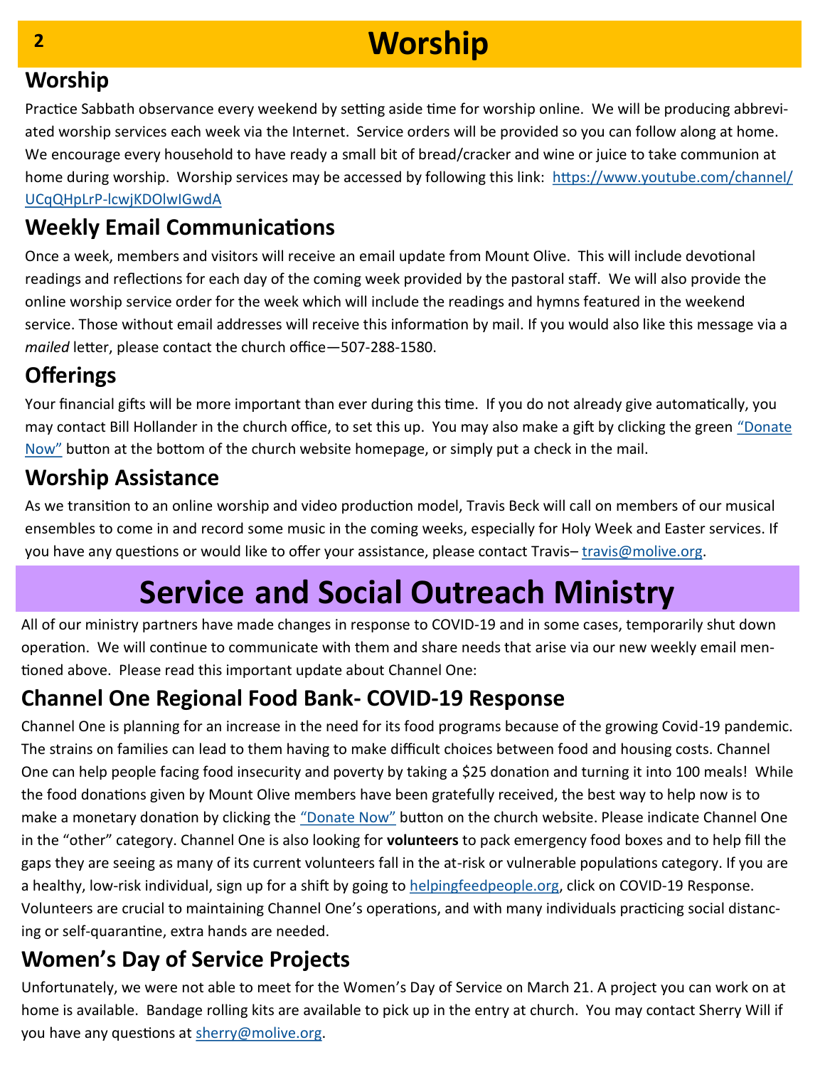# Worship

## Worship

Practice Sabbath observance every weekend by setting aside time for worship online. We will be producing abbreviated worship services each week via the Internet. Service orders will be provided so you can follow along at home. We encourage every household to have ready a small bit of bread/cracker and wine or juice to take communion at home during worship. Worship services may be accessed by following this link: https://www.youtube.com/channel/UCqQHpLrP-lcwjKDOlwIGwdA

## Weekly Email Communications

Once a week, members and visitors will receive an email update from Mount Olive. This will include devotional readings and reflections for each day of the coming week provided by the pastoral staff. We will also provide the online worship service order for the week which will include the readings and hymns featured in the weekend service. Those without email addresses will receive this information by mail. If you would also like this message via a *mailed* letter, please contact the church office—507-288-1580.

## Offerings

Your financial gifts will be more important than ever during this time. If you do not already give automatically, you may contact Bill Hollander in the church office, to set this up. You may also make a gift by clicking the green "Donate Now" button at the bottom of the church website homepage, or simply put a check in the mail.

## Worship Assistance

As we transition to an online worship and video production model, Travis Beck will call on members of our musical ensembles to come in and record some music in the coming weeks, especially for Holy Week and Easter services. If you have any questions or would like to offer your assistance, please contact Travis– travis@molive.org.

# Service and Social Outreach Ministry

All of our ministry partners have made changes in response to COVID-19 and in some cases, temporarily shut down operation. We will continue to communicate with them and share needs that arise via our new weekly email mentioned above. Please read this important update about Channel One:

## Channel One Regional Food Bank- COVID-19 Response

Channel One is planning for an increase in the need for its food programs because of the growing Covid-19 pandemic. The strains on families can lead to them having to make difficult choices between food and housing costs. Channel One can help people facing food insecurity and poverty by taking a $25 donation and turning it into 100 meals! While the food donations given by Mount Olive members have been gratefully received, the best way to help now is to make a monetary donation by clicking the "Donate Now" button on the church website. Please indicate Channel One in the "other" category. Channel One is also looking for **volunteers** to pack emergency food boxes and to help fill the gaps they are seeing as many of its current volunteers fall in the at-risk or vulnerable populations category. If you are a healthy, low-risk individual, sign up for a shift by going to helpingfeedpeople.org, click on COVID-19 Response. Volunteers are crucial to maintaining Channel One's operations, and with many individuals practicing social distancing or self-quarantine, extra hands are needed.

## Women's Day of Service Projects

Unfortunately, we were not able to meet for the Women's Day of Service on March 21. A project you can work on at home is available. Bandage rolling kits are available to pick up in the entry at church. You may contact Sherry Will if you have any questions at sherry@molive.org.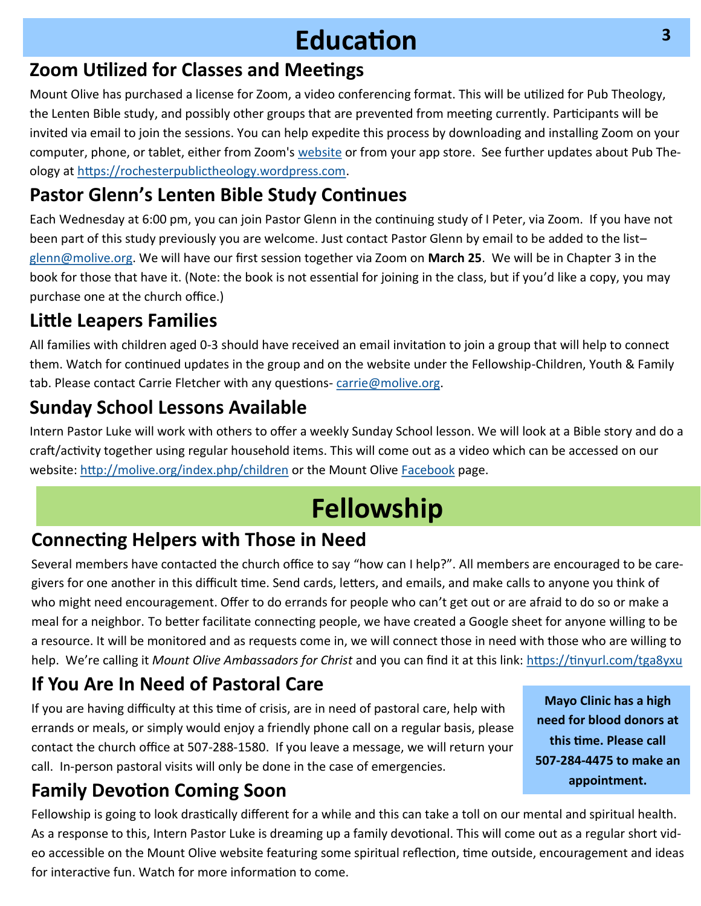# Education

## Zoom Utilized for Classes and Meetings

Mount Olive has purchased a license for Zoom, a video conferencing format. This will be utilized for Pub Theology, the Lenten Bible study, and possibly other groups that are prevented from meeting currently. Participants will be invited via email to join the sessions. You can help expedite this process by downloading and installing Zoom on your computer, phone, or tablet, either from Zoom's website or from your app store. See further updates about Pub Theology at https://rochesterpublictheology.wordpress.com.

## Pastor Glenn's Lenten Bible Study Continues

Each Wednesday at 6:00 pm, you can join Pastor Glenn in the continuing study of I Peter, via Zoom. If you have not been part of this study previously you are welcome. Just contact Pastor Glenn by email to be added to the list– glenn@molive.org. We will have our first session together via Zoom on **March 25**. We will be in Chapter 3 in the book for those that have it. (Note: the book is not essential for joining in the class, but if you'd like a copy, you may purchase one at the church office.)

## Little Leapers Families

All families with children aged 0-3 should have received an email invitation to join a group that will help to connect them. Watch for continued updates in the group and on the website under the Fellowship-Children, Youth & Family tab. Please contact Carrie Fletcher with any questions- carrie@molive.org.

## Sunday School Lessons Available

Intern Pastor Luke will work with others to offer a weekly Sunday School lesson. We will look at a Bible story and do a craft/activity together using regular household items. This will come out as a video which can be accessed on our website: http://molive.org/index.php/children or the Mount Olive Facebook page.

# Fellowship

## Connecting Helpers with Those in Need

Several members have contacted the church office to say "how can I help?". All members are encouraged to be care-givers for one another in this difficult time. Send cards, letters, and emails, and make calls to anyone you think of who might need encouragement. Offer to do errands for people who can't get out or are afraid to do so or make a meal for a neighbor. To better facilitate connecting people, we have created a Google sheet for anyone willing to be a resource. It will be monitored and as requests come in, we will connect those in need with those who are willing to help. We're calling it *Mount Olive Ambassadors for Christ* and you can find it at this link: https://tinyurl.com/tga8yxu

## If You Are In Need of Pastoral Care

If you are having difficulty at this time of crisis, are in need of pastoral care, help with errands or meals, or simply would enjoy a friendly phone call on a regular basis, please contact the church office at 507-288-1580. If you leave a message, we will return your call. In-person pastoral visits will only be done in the case of emergencies.

**Mayo Clinic has a high need for blood donors at this time. Please call 507-284-4475 to make an appointment.**

## Family Devotion Coming Soon

Fellowship is going to look drastically different for a while and this can take a toll on our mental and spiritual health. As a response to this, Intern Pastor Luke is dreaming up a family devotional. This will come out as a regular short video accessible on the Mount Olive website featuring some spiritual reflection, time outside, encouragement and ideas for interactive fun. Watch for more information to come.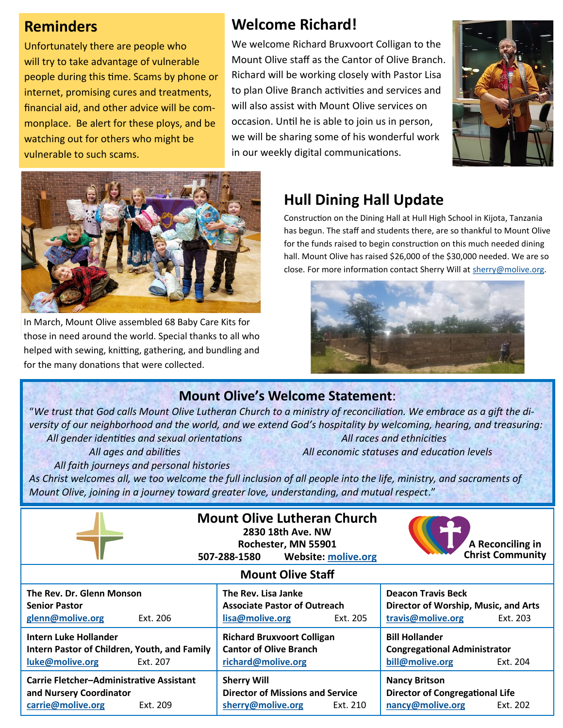## Reminders

Unfortunately there are people who will try to take advantage of vulnerable people during this time. Scams by phone or internet, promising cures and treatments, financial aid, and other advice will be commonplace. Be alert for these ploys, and be watching out for others who might be vulnerable to such scams.

## Welcome Richard!

We welcome Richard Bruxvoort Colligan to the Mount Olive staff as the Cantor of Olive Branch. Richard will be working closely with Pastor Lisa to plan Olive Branch activities and services and will also assist with Mount Olive services on occasion. Until he is able to join us in person, we will be sharing some of his wonderful work in our weekly digital communications.

In March, Mount Olive assembled 68 Baby Care Kits for those in need around the world. Special thanks to all who helped with sewing, knitting, gathering, and bundling and for the many donations that were collected.

## Hull Dining Hall Update

Construction on the Dining Hall at Hull High School in Kijota, Tanzania has begun. The staff and students there, are so thankful to Mount Olive for the funds raised to begin construction on this much needed dining hall. Mount Olive has raised $26,000 of the $30,000 needed. We are so close. For more information contact Sherry Will at sherry@molive.org.

## Mount Olive's Welcome Statement:

"*We trust that God calls Mount Olive Lutheran Church to a ministry of reconciliation. We embrace as a gift the diversity of our neighborhood and the world, and we extend God's hospitality by welcoming, hearing, and treasuring:*

*All gender identities and sexual orientations*
*All races and ethnicities*
*All ages and abilities*
*All economic statuses and education levels*
*All faith journeys and personal histories*

*As Christ welcomes all, we too welcome the full inclusion of all people into the life, ministry, and sacraments of Mount Olive, joining in a journey toward greater love, understanding, and mutual respect*."

**Mount Olive Lutheran Church**
**2830 18th Ave. NW**
**Rochester, MN 55901**
**507-288-1580 Website: molive.org**

**A Reconciling in Christ Community**

### Mount Olive Staff

| | | |
|---|---|---|
| **The Rev. Dr. Glenn Monson**<br>**Senior Pastor**<br>glenn@molive.org Ext. 206 | **The Rev. Lisa Janke**<br>**Associate Pastor of Outreach**<br>lisa@molive.org Ext. 205 | **Deacon Travis Beck**<br>**Director of Worship, Music, and Arts**<br>travis@molive.org Ext. 203 |
| **Intern Luke Hollander**<br>**Intern Pastor of Children, Youth, and Family**<br>luke@molive.org Ext. 207 | **Richard Bruxvoort Colligan**<br>**Cantor of Olive Branch**<br>richard@molive.org | **Bill Hollander**<br>**Congregational Administrator**<br>bill@molive.org Ext. 204 |
| **Carrie Fletcher–Administrative Assistant and Nursery Coordinator**<br>carrie@molive.org Ext. 209 | **Sherry Will**<br>**Director of Missions and Service**<br>sherry@molive.org Ext. 210 | **Nancy Britson**<br>**Director of Congregational Life**<br>nancy@molive.org Ext. 202 |